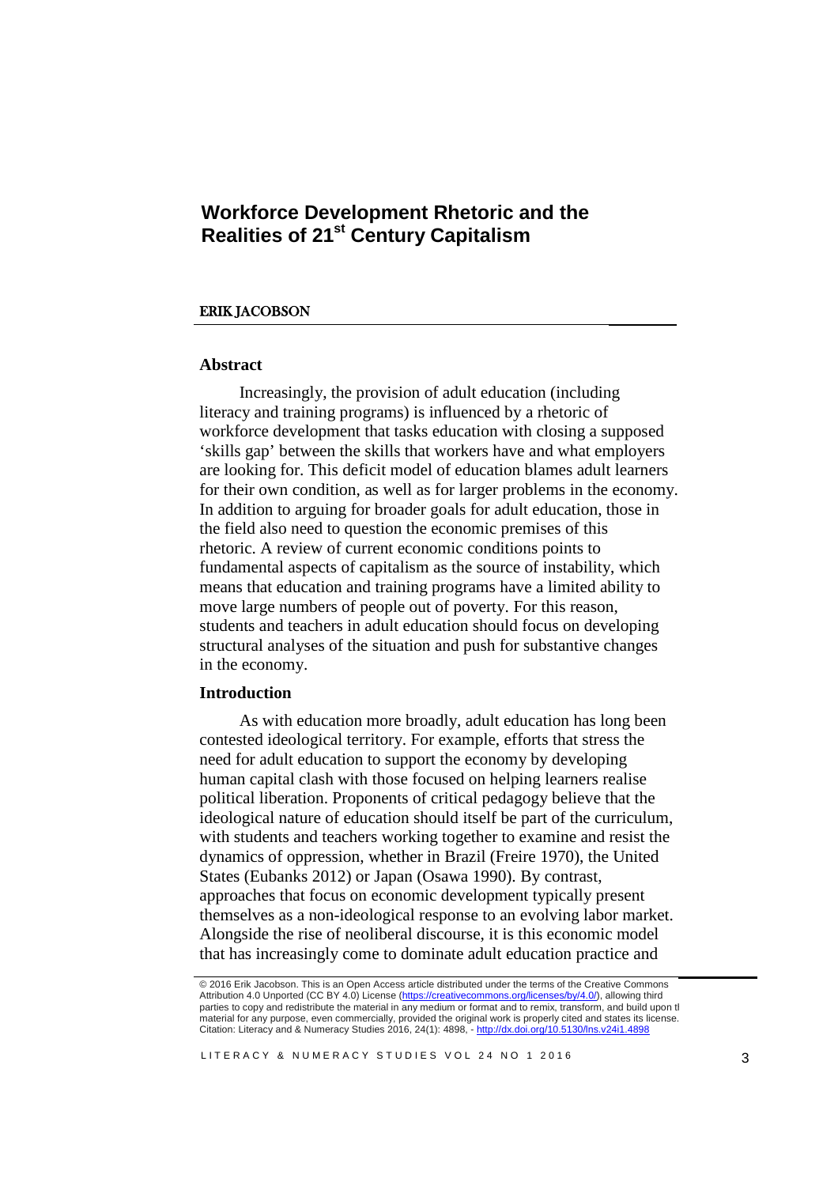# Workforce Development Rhetoric and the Realities of 21st Century Capitalism

**ERIK JACOBSON**

## Abstract

Increasingly, the provision of adult education (including literacy and training programs) is influenced by a rhetoric of workforce development that tasks education with closing a supposed 'skills gap' between the skills that workers have and what employers are looking for. This deficit model of education blames adult learners for their own condition, as well as for larger problems in the economy. In addition to arguing for broader goals for adult education, those in the field also need to question the economic premises of this rhetoric. A review of current economic conditions points to fundamental aspects of capitalism as the source of instability, which means that education and training programs have a limited ability to move large numbers of people out of poverty. For this reason, students and teachers in adult education should focus on developing structural analyses of the situation and push for substantive changes in the economy.

## Introduction

As with education more broadly, adult education has long been contested ideological territory. For example, efforts that stress the need for adult education to support the economy by developing human capital clash with those focused on helping learners realise political liberation. Proponents of critical pedagogy believe that the ideological nature of education should itself be part of the curriculum, with students and teachers working together to examine and resist the dynamics of oppression, whether in Brazil (Freire 1970), the United States (Eubanks 2012) or Japan (Osawa 1990). By contrast, approaches that focus on economic development typically present themselves as a non-ideological response to an evolving labor market. Alongside the rise of neoliberal discourse, it is this economic model that has increasingly come to dominate adult education practice and

© 2016 Erik Jacobson. This is an Open Access article distributed under the terms of the Creative Commons Attribution 4.0 Unported (CC BY 4.0) License (https://creativecommons.org/licenses/by/4.0/), allowing third parties to copy and redistribute the material in any medium or format and to remix, transform, and build upon tl material for any purpose, even commercially, provided the original work is properly cited and states its license. Citation: Literacy and & Numeracy Studies 2016, 24(1): 4898, - http://dx.doi.org/10.5130/lns.v24i1.4898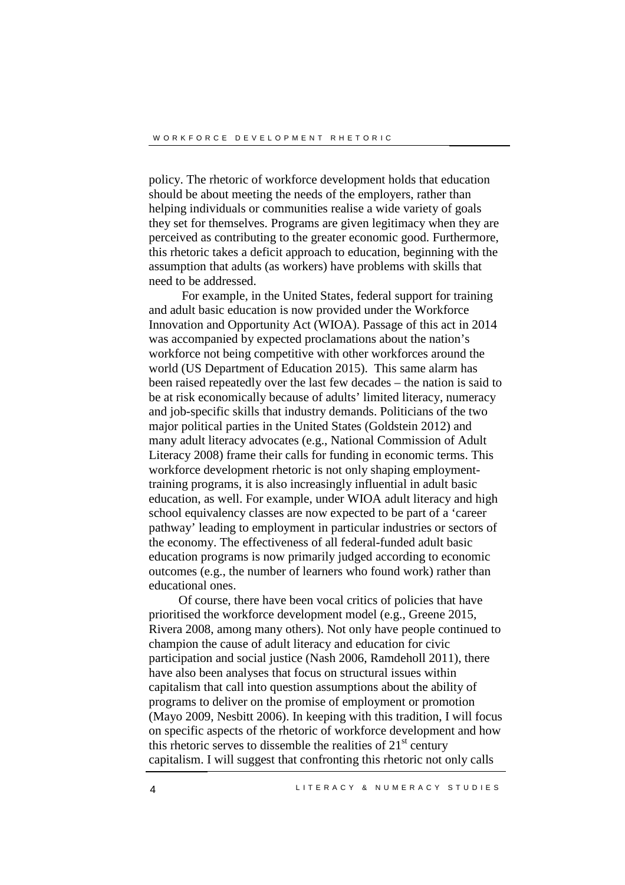policy. The rhetoric of workforce development holds that education should be about meeting the needs of the employers, rather than helping individuals or communities realise a wide variety of goals they set for themselves. Programs are given legitimacy when they are perceived as contributing to the greater economic good. Furthermore, this rhetoric takes a deficit approach to education, beginning with the assumption that adults (as workers) have problems with skills that need to be addressed.

For example, in the United States, federal support for training and adult basic education is now provided under the Workforce Innovation and Opportunity Act (WIOA). Passage of this act in 2014 was accompanied by expected proclamations about the nation's workforce not being competitive with other workforces around the world (US Department of Education 2015). This same alarm has been raised repeatedly over the last few decades – the nation is said to be at risk economically because of adults' limited literacy, numeracy and job-specific skills that industry demands. Politicians of the two major political parties in the United States (Goldstein 2012) and many adult literacy advocates (e.g., National Commission of Adult Literacy 2008) frame their calls for funding in economic terms. This workforce development rhetoric is not only shaping employment-training programs, it is also increasingly influential in adult basic education, as well. For example, under WIOA adult literacy and high school equivalency classes are now expected to be part of a 'career pathway' leading to employment in particular industries or sectors of the economy. The effectiveness of all federal-funded adult basic education programs is now primarily judged according to economic outcomes (e.g., the number of learners who found work) rather than educational ones.

Of course, there have been vocal critics of policies that have prioritised the workforce development model (e.g., Greene 2015, Rivera 2008, among many others). Not only have people continued to champion the cause of adult literacy and education for civic participation and social justice (Nash 2006, Ramdeholl 2011), there have also been analyses that focus on structural issues within capitalism that call into question assumptions about the ability of programs to deliver on the promise of employment or promotion (Mayo 2009, Nesbitt 2006). In keeping with this tradition, I will focus on specific aspects of the rhetoric of workforce development and how this rhetoric serves to dissemble the realities of 21st century capitalism. I will suggest that confronting this rhetoric not only calls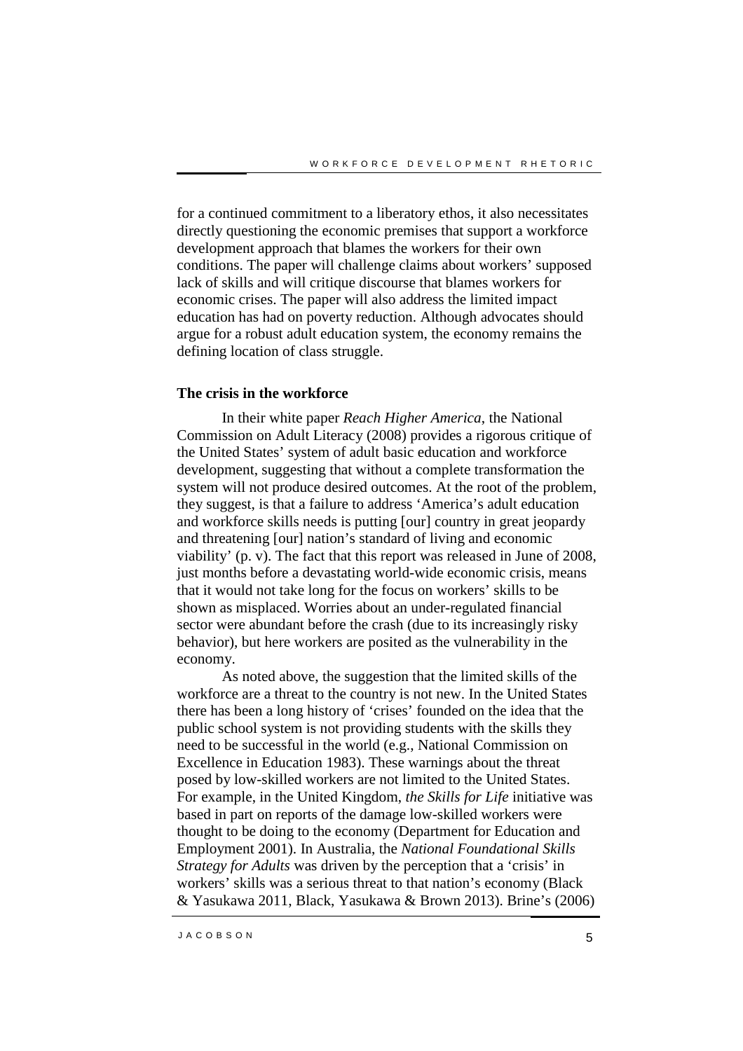for a continued commitment to a liberatory ethos, it also necessitates directly questioning the economic premises that support a workforce development approach that blames the workers for their own conditions. The paper will challenge claims about workers' supposed lack of skills and will critique discourse that blames workers for economic crises. The paper will also address the limited impact education has had on poverty reduction. Although advocates should argue for a robust adult education system, the economy remains the defining location of class struggle.

**The crisis in the workforce**

In their white paper *Reach Higher America*, the National Commission on Adult Literacy (2008) provides a rigorous critique of the United States' system of adult basic education and workforce development, suggesting that without a complete transformation the system will not produce desired outcomes. At the root of the problem, they suggest, is that a failure to address 'America's adult education and workforce skills needs is putting [our] country in great jeopardy and threatening [our] nation's standard of living and economic viability' (p. v). The fact that this report was released in June of 2008, just months before a devastating world-wide economic crisis, means that it would not take long for the focus on workers' skills to be shown as misplaced. Worries about an under-regulated financial sector were abundant before the crash (due to its increasingly risky behavior), but here workers are posited as the vulnerability in the economy.

As noted above, the suggestion that the limited skills of the workforce are a threat to the country is not new. In the United States there has been a long history of 'crises' founded on the idea that the public school system is not providing students with the skills they need to be successful in the world (e.g., National Commission on Excellence in Education 1983). These warnings about the threat posed by low-skilled workers are not limited to the United States. For example, in the United Kingdom, *the Skills for Life* initiative was based in part on reports of the damage low-skilled workers were thought to be doing to the economy (Department for Education and Employment 2001). In Australia, the *National Foundational Skills Strategy for Adults* was driven by the perception that a 'crisis' in workers' skills was a serious threat to that nation's economy (Black & Yasukawa 2011, Black, Yasukawa & Brown 2013). Brine's (2006)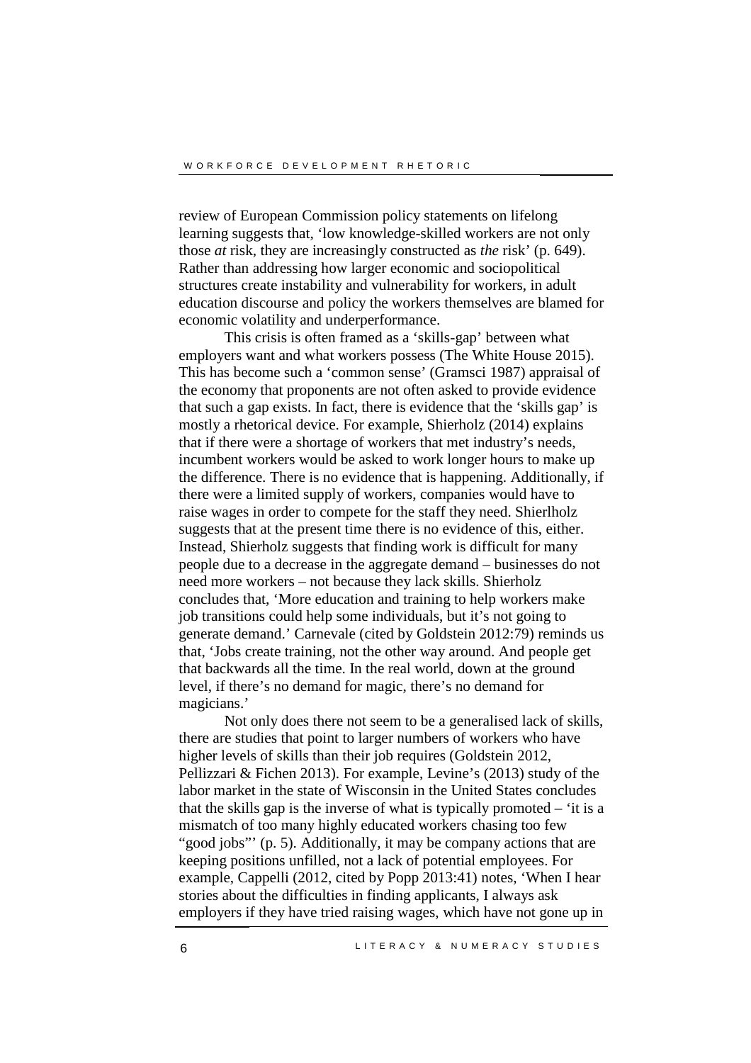review of European Commission policy statements on lifelong learning suggests that, 'low knowledge-skilled workers are not only those *at* risk, they are increasingly constructed as *the* risk' (p. 649). Rather than addressing how larger economic and sociopolitical structures create instability and vulnerability for workers, in adult education discourse and policy the workers themselves are blamed for economic volatility and underperformance.

This crisis is often framed as a 'skills-gap' between what employers want and what workers possess (The White House 2015). This has become such a 'common sense' (Gramsci 1987) appraisal of the economy that proponents are not often asked to provide evidence that such a gap exists. In fact, there is evidence that the 'skills gap' is mostly a rhetorical device. For example, Shierholz (2014) explains that if there were a shortage of workers that met industry's needs, incumbent workers would be asked to work longer hours to make up the difference. There is no evidence that is happening. Additionally, if there were a limited supply of workers, companies would have to raise wages in order to compete for the staff they need. Shierlholz suggests that at the present time there is no evidence of this, either. Instead, Shierholz suggests that finding work is difficult for many people due to a decrease in the aggregate demand – businesses do not need more workers – not because they lack skills. Shierholz concludes that, 'More education and training to help workers make job transitions could help some individuals, but it's not going to generate demand.' Carnevale (cited by Goldstein 2012:79) reminds us that, 'Jobs create training, not the other way around. And people get that backwards all the time. In the real world, down at the ground level, if there's no demand for magic, there's no demand for magicians.'

Not only does there not seem to be a generalised lack of skills, there are studies that point to larger numbers of workers who have higher levels of skills than their job requires (Goldstein 2012, Pellizzari & Fichen 2013). For example, Levine's (2013) study of the labor market in the state of Wisconsin in the United States concludes that the skills gap is the inverse of what is typically promoted – 'it is a mismatch of too many highly educated workers chasing too few "good jobs"' (p. 5). Additionally, it may be company actions that are keeping positions unfilled, not a lack of potential employees. For example, Cappelli (2012, cited by Popp 2013:41) notes, 'When I hear stories about the difficulties in finding applicants, I always ask employers if they have tried raising wages, which have not gone up in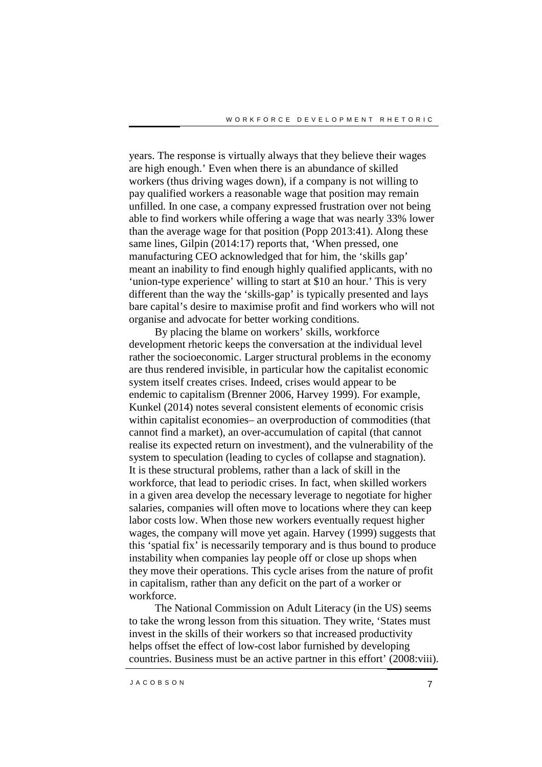years. The response is virtually always that they believe their wages are high enough.' Even when there is an abundance of skilled workers (thus driving wages down), if a company is not willing to pay qualified workers a reasonable wage that position may remain unfilled. In one case, a company expressed frustration over not being able to find workers while offering a wage that was nearly 33% lower than the average wage for that position (Popp 2013:41). Along these same lines, Gilpin (2014:17) reports that, 'When pressed, one manufacturing CEO acknowledged that for him, the 'skills gap' meant an inability to find enough highly qualified applicants, with no 'union-type experience' willing to start at $10 an hour.' This is very different than the way the 'skills-gap' is typically presented and lays bare capital's desire to maximise profit and find workers who will not organise and advocate for better working conditions.

By placing the blame on workers' skills, workforce development rhetoric keeps the conversation at the individual level rather the socioeconomic. Larger structural problems in the economy are thus rendered invisible, in particular how the capitalist economic system itself creates crises. Indeed, crises would appear to be endemic to capitalism (Brenner 2006, Harvey 1999). For example, Kunkel (2014) notes several consistent elements of economic crisis within capitalist economies– an overproduction of commodities (that cannot find a market), an over-accumulation of capital (that cannot realise its expected return on investment), and the vulnerability of the system to speculation (leading to cycles of collapse and stagnation). It is these structural problems, rather than a lack of skill in the workforce, that lead to periodic crises. In fact, when skilled workers in a given area develop the necessary leverage to negotiate for higher salaries, companies will often move to locations where they can keep labor costs low. When those new workers eventually request higher wages, the company will move yet again. Harvey (1999) suggests that this 'spatial fix' is necessarily temporary and is thus bound to produce instability when companies lay people off or close up shops when they move their operations. This cycle arises from the nature of profit in capitalism, rather than any deficit on the part of a worker or workforce.

The National Commission on Adult Literacy (in the US) seems to take the wrong lesson from this situation. They write, 'States must invest in the skills of their workers so that increased productivity helps offset the effect of low-cost labor furnished by developing countries. Business must be an active partner in this effort' (2008:viii).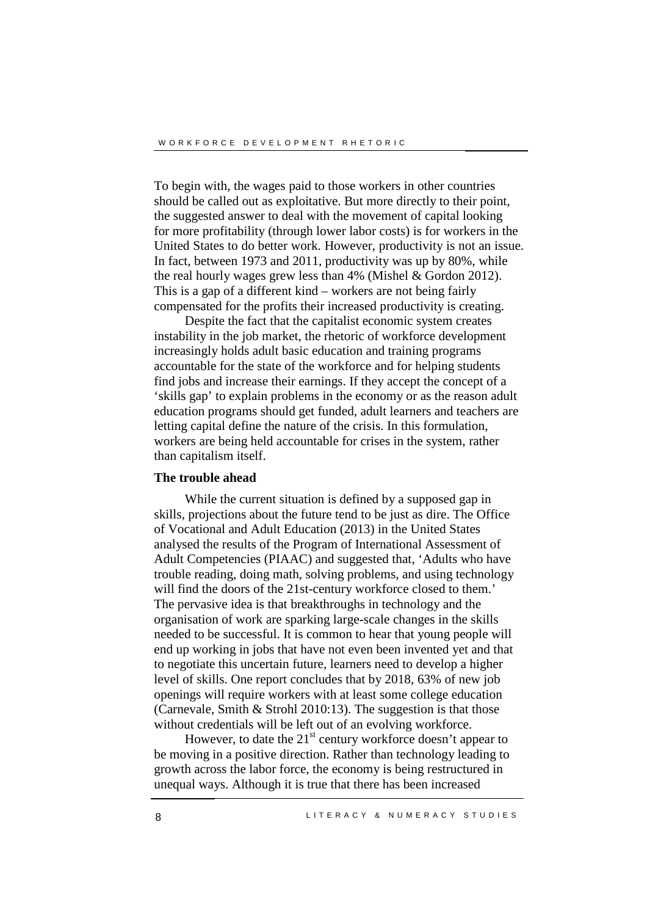To begin with, the wages paid to those workers in other countries should be called out as exploitative. But more directly to their point, the suggested answer to deal with the movement of capital looking for more profitability (through lower labor costs) is for workers in the United States to do better work. However, productivity is not an issue. In fact, between 1973 and 2011, productivity was up by 80%, while the real hourly wages grew less than 4% (Mishel & Gordon 2012). This is a gap of a different kind – workers are not being fairly compensated for the profits their increased productivity is creating.

Despite the fact that the capitalist economic system creates instability in the job market, the rhetoric of workforce development increasingly holds adult basic education and training programs accountable for the state of the workforce and for helping students find jobs and increase their earnings. If they accept the concept of a 'skills gap' to explain problems in the economy or as the reason adult education programs should get funded, adult learners and teachers are letting capital define the nature of the crisis. In this formulation, workers are being held accountable for crises in the system, rather than capitalism itself.

**The trouble ahead**

While the current situation is defined by a supposed gap in skills, projections about the future tend to be just as dire. The Office of Vocational and Adult Education (2013) in the United States analysed the results of the Program of International Assessment of Adult Competencies (PIAAC) and suggested that, 'Adults who have trouble reading, doing math, solving problems, and using technology will find the doors of the 21st-century workforce closed to them.' The pervasive idea is that breakthroughs in technology and the organisation of work are sparking large-scale changes in the skills needed to be successful. It is common to hear that young people will end up working in jobs that have not even been invented yet and that to negotiate this uncertain future, learners need to develop a higher level of skills. One report concludes that by 2018, 63% of new job openings will require workers with at least some college education (Carnevale, Smith & Strohl 2010:13). The suggestion is that those without credentials will be left out of an evolving workforce.

However, to date the 21st century workforce doesn't appear to be moving in a positive direction. Rather than technology leading to growth across the labor force, the economy is being restructured in unequal ways. Although it is true that there has been increased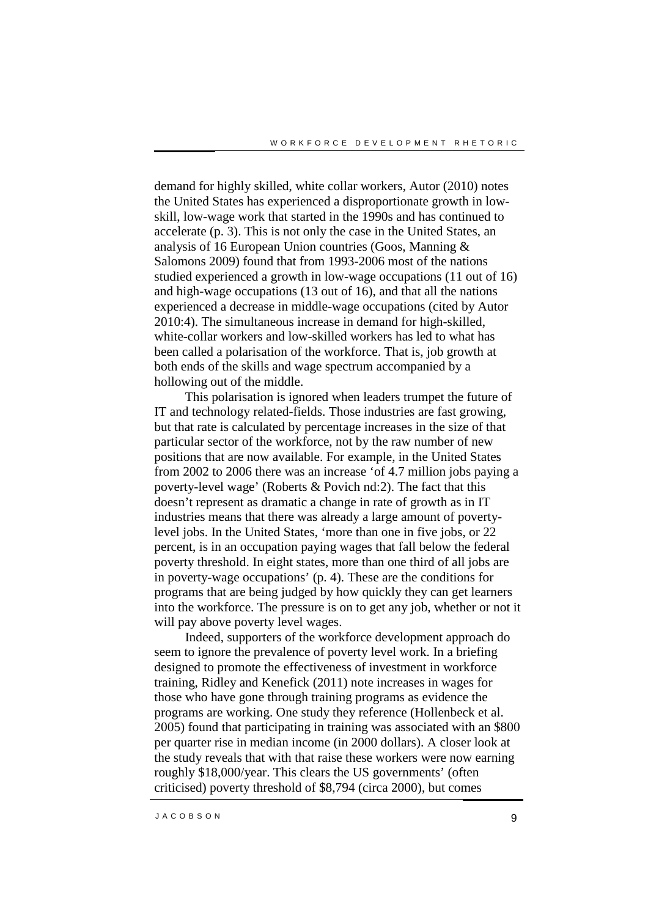demand for highly skilled, white collar workers, Autor (2010) notes the United States has experienced a disproportionate growth in low-skill, low-wage work that started in the 1990s and has continued to accelerate (p. 3). This is not only the case in the United States, an analysis of 16 European Union countries (Goos, Manning & Salomons 2009) found that from 1993-2006 most of the nations studied experienced a growth in low-wage occupations (11 out of 16) and high-wage occupations (13 out of 16), and that all the nations experienced a decrease in middle-wage occupations (cited by Autor 2010:4). The simultaneous increase in demand for high-skilled, white-collar workers and low-skilled workers has led to what has been called a polarisation of the workforce. That is, job growth at both ends of the skills and wage spectrum accompanied by a hollowing out of the middle.

This polarisation is ignored when leaders trumpet the future of IT and technology related-fields. Those industries are fast growing, but that rate is calculated by percentage increases in the size of that particular sector of the workforce, not by the raw number of new positions that are now available. For example, in the United States from 2002 to 2006 there was an increase 'of 4.7 million jobs paying a poverty-level wage' (Roberts & Povich nd:2). The fact that this doesn't represent as dramatic a change in rate of growth as in IT industries means that there was already a large amount of poverty-level jobs. In the United States, 'more than one in five jobs, or 22 percent, is in an occupation paying wages that fall below the federal poverty threshold. In eight states, more than one third of all jobs are in poverty-wage occupations' (p. 4). These are the conditions for programs that are being judged by how quickly they can get learners into the workforce. The pressure is on to get any job, whether or not it will pay above poverty level wages.

Indeed, supporters of the workforce development approach do seem to ignore the prevalence of poverty level work. In a briefing designed to promote the effectiveness of investment in workforce training, Ridley and Kenefick (2011) note increases in wages for those who have gone through training programs as evidence the programs are working. One study they reference (Hollenbeck et al. 2005) found that participating in training was associated with an $800 per quarter rise in median income (in 2000 dollars). A closer look at the study reveals that with that raise these workers were now earning roughly $18,000/year. This clears the US governments' (often criticised) poverty threshold of $8,794 (circa 2000), but comes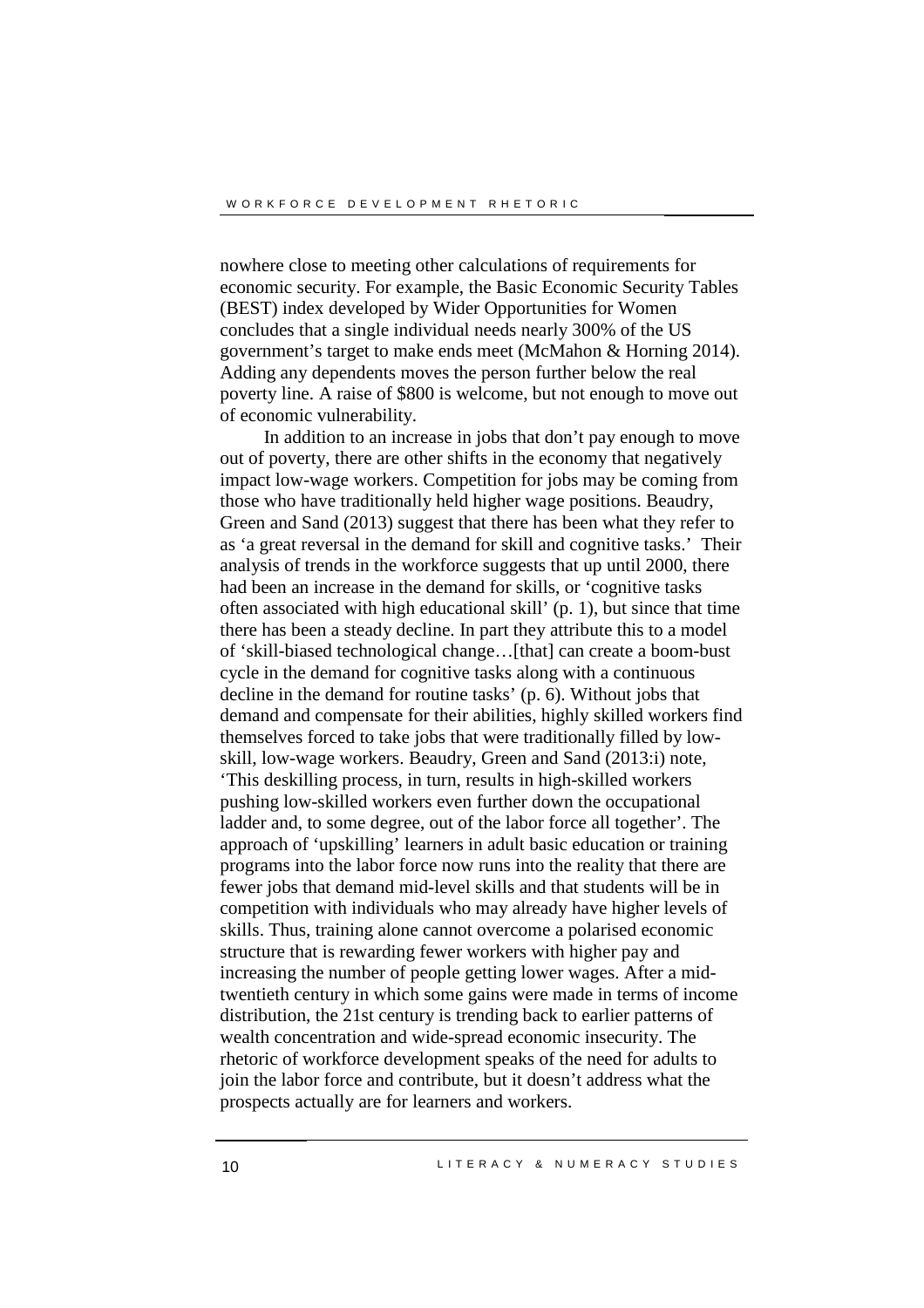nowhere close to meeting other calculations of requirements for economic security. For example, the Basic Economic Security Tables (BEST) index developed by Wider Opportunities for Women concludes that a single individual needs nearly 300% of the US government's target to make ends meet (McMahon & Horning 2014). Adding any dependents moves the person further below the real poverty line. A raise of $800 is welcome, but not enough to move out of economic vulnerability.

In addition to an increase in jobs that don't pay enough to move out of poverty, there are other shifts in the economy that negatively impact low-wage workers. Competition for jobs may be coming from those who have traditionally held higher wage positions. Beaudry, Green and Sand (2013) suggest that there has been what they refer to as 'a great reversal in the demand for skill and cognitive tasks.' Their analysis of trends in the workforce suggests that up until 2000, there had been an increase in the demand for skills, or 'cognitive tasks often associated with high educational skill' (p. 1), but since that time there has been a steady decline. In part they attribute this to a model of 'skill-biased technological change…[that] can create a boom-bust cycle in the demand for cognitive tasks along with a continuous decline in the demand for routine tasks' (p. 6). Without jobs that demand and compensate for their abilities, highly skilled workers find themselves forced to take jobs that were traditionally filled by low-skill, low-wage workers. Beaudry, Green and Sand (2013:i) note, 'This deskilling process, in turn, results in high-skilled workers pushing low-skilled workers even further down the occupational ladder and, to some degree, out of the labor force all together'. The approach of 'upskilling' learners in adult basic education or training programs into the labor force now runs into the reality that there are fewer jobs that demand mid-level skills and that students will be in competition with individuals who may already have higher levels of skills. Thus, training alone cannot overcome a polarised economic structure that is rewarding fewer workers with higher pay and increasing the number of people getting lower wages. After a mid-twentieth century in which some gains were made in terms of income distribution, the 21st century is trending back to earlier patterns of wealth concentration and wide-spread economic insecurity. The rhetoric of workforce development speaks of the need for adults to join the labor force and contribute, but it doesn't address what the prospects actually are for learners and workers.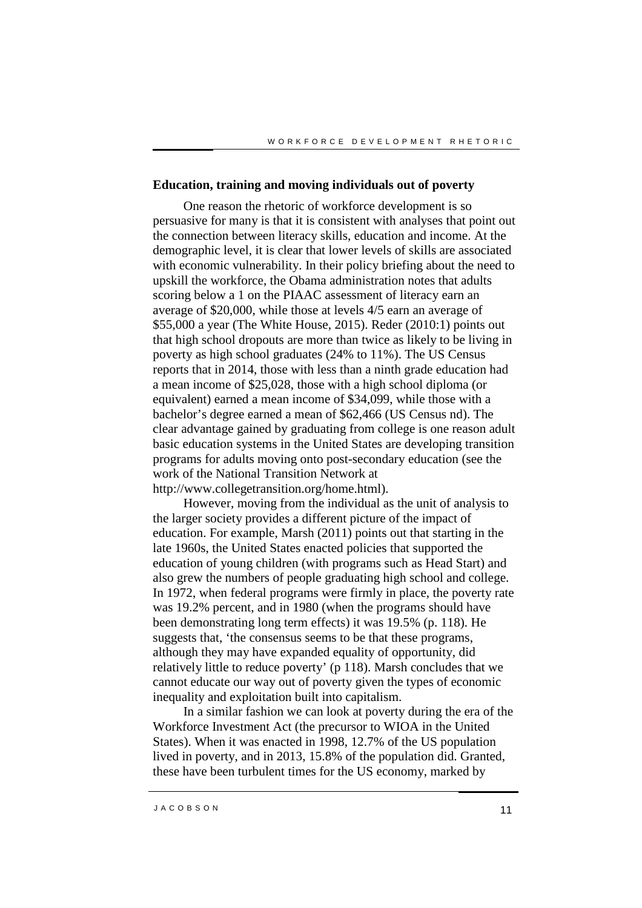## Education, training and moving individuals out of poverty

One reason the rhetoric of workforce development is so persuasive for many is that it is consistent with analyses that point out the connection between literacy skills, education and income. At the demographic level, it is clear that lower levels of skills are associated with economic vulnerability. In their policy briefing about the need to upskill the workforce, the Obama administration notes that adults scoring below a 1 on the PIAAC assessment of literacy earn an average of $20,000, while those at levels 4/5 earn an average of $55,000 a year (The White House, 2015). Reder (2010:1) points out that high school dropouts are more than twice as likely to be living in poverty as high school graduates (24% to 11%). The US Census reports that in 2014, those with less than a ninth grade education had a mean income of $25,028, those with a high school diploma (or equivalent) earned a mean income of $34,099, while those with a bachelor's degree earned a mean of $62,466 (US Census nd). The clear advantage gained by graduating from college is one reason adult basic education systems in the United States are developing transition programs for adults moving onto post-secondary education (see the work of the National Transition Network at http://www.collegetransition.org/home.html).

However, moving from the individual as the unit of analysis to the larger society provides a different picture of the impact of education. For example, Marsh (2011) points out that starting in the late 1960s, the United States enacted policies that supported the education of young children (with programs such as Head Start) and also grew the numbers of people graduating high school and college. In 1972, when federal programs were firmly in place, the poverty rate was 19.2% percent, and in 1980 (when the programs should have been demonstrating long term effects) it was 19.5% (p. 118). He suggests that, 'the consensus seems to be that these programs, although they may have expanded equality of opportunity, did relatively little to reduce poverty' (p 118). Marsh concludes that we cannot educate our way out of poverty given the types of economic inequality and exploitation built into capitalism.

In a similar fashion we can look at poverty during the era of the Workforce Investment Act (the precursor to WIOA in the United States). When it was enacted in 1998, 12.7% of the US population lived in poverty, and in 2013, 15.8% of the population did. Granted, these have been turbulent times for the US economy, marked by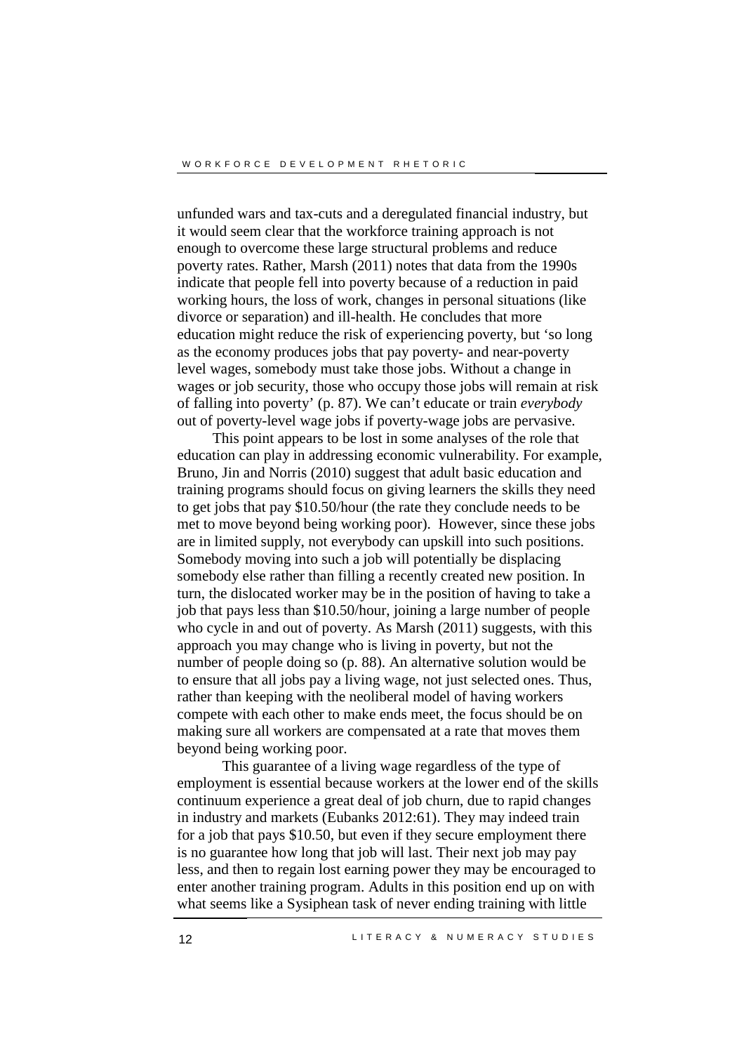unfunded wars and tax-cuts and a deregulated financial industry, but it would seem clear that the workforce training approach is not enough to overcome these large structural problems and reduce poverty rates. Rather, Marsh (2011) notes that data from the 1990s indicate that people fell into poverty because of a reduction in paid working hours, the loss of work, changes in personal situations (like divorce or separation) and ill-health. He concludes that more education might reduce the risk of experiencing poverty, but 'so long as the economy produces jobs that pay poverty- and near-poverty level wages, somebody must take those jobs. Without a change in wages or job security, those who occupy those jobs will remain at risk of falling into poverty' (p. 87). We can't educate or train *everybody* out of poverty-level wage jobs if poverty-wage jobs are pervasive.

This point appears to be lost in some analyses of the role that education can play in addressing economic vulnerability. For example, Bruno, Jin and Norris (2010) suggest that adult basic education and training programs should focus on giving learners the skills they need to get jobs that pay $10.50/hour (the rate they conclude needs to be met to move beyond being working poor). However, since these jobs are in limited supply, not everybody can upskill into such positions. Somebody moving into such a job will potentially be displacing somebody else rather than filling a recently created new position. In turn, the dislocated worker may be in the position of having to take a job that pays less than $10.50/hour, joining a large number of people who cycle in and out of poverty. As Marsh (2011) suggests, with this approach you may change who is living in poverty, but not the number of people doing so (p. 88). An alternative solution would be to ensure that all jobs pay a living wage, not just selected ones. Thus, rather than keeping with the neoliberal model of having workers compete with each other to make ends meet, the focus should be on making sure all workers are compensated at a rate that moves them beyond being working poor.

This guarantee of a living wage regardless of the type of employment is essential because workers at the lower end of the skills continuum experience a great deal of job churn, due to rapid changes in industry and markets (Eubanks 2012:61). They may indeed train for a job that pays $10.50, but even if they secure employment there is no guarantee how long that job will last. Their next job may pay less, and then to regain lost earning power they may be encouraged to enter another training program. Adults in this position end up on with what seems like a Sysiphean task of never ending training with little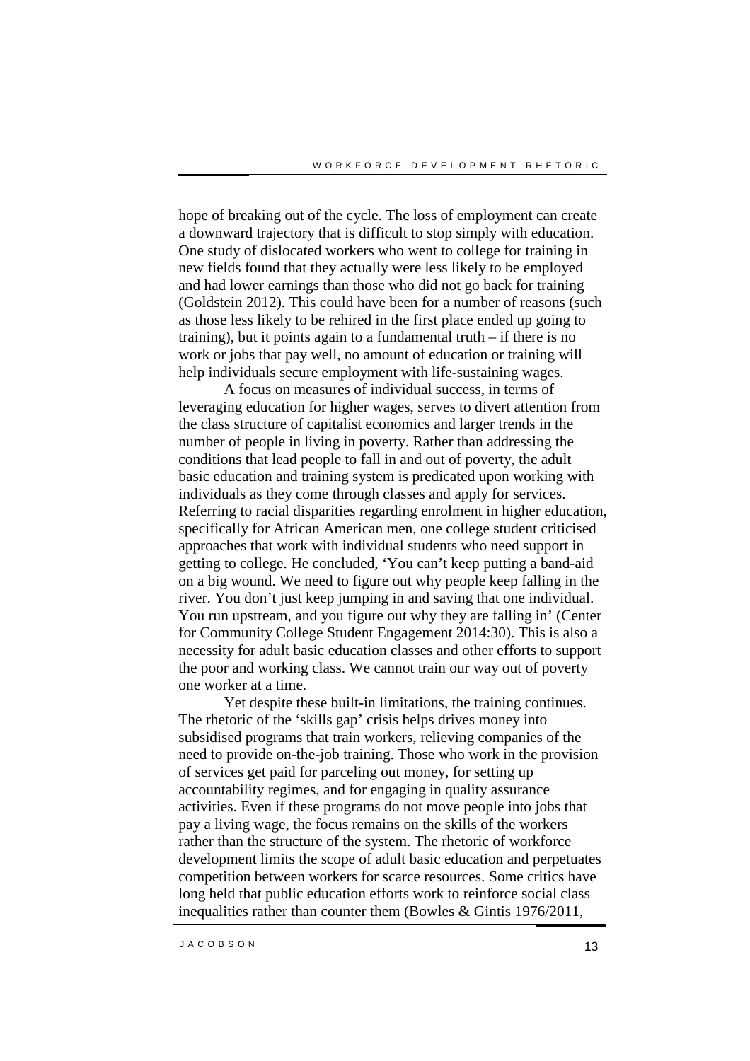hope of breaking out of the cycle. The loss of employment can create a downward trajectory that is difficult to stop simply with education. One study of dislocated workers who went to college for training in new fields found that they actually were less likely to be employed and had lower earnings than those who did not go back for training (Goldstein 2012). This could have been for a number of reasons (such as those less likely to be rehired in the first place ended up going to training), but it points again to a fundamental truth – if there is no work or jobs that pay well, no amount of education or training will help individuals secure employment with life-sustaining wages.

A focus on measures of individual success, in terms of leveraging education for higher wages, serves to divert attention from the class structure of capitalist economics and larger trends in the number of people in living in poverty. Rather than addressing the conditions that lead people to fall in and out of poverty, the adult basic education and training system is predicated upon working with individuals as they come through classes and apply for services. Referring to racial disparities regarding enrolment in higher education, specifically for African American men, one college student criticised approaches that work with individual students who need support in getting to college. He concluded, 'You can't keep putting a band-aid on a big wound. We need to figure out why people keep falling in the river. You don't just keep jumping in and saving that one individual. You run upstream, and you figure out why they are falling in' (Center for Community College Student Engagement 2014:30). This is also a necessity for adult basic education classes and other efforts to support the poor and working class. We cannot train our way out of poverty one worker at a time.

Yet despite these built-in limitations, the training continues. The rhetoric of the 'skills gap' crisis helps drives money into subsidised programs that train workers, relieving companies of the need to provide on-the-job training. Those who work in the provision of services get paid for parceling out money, for setting up accountability regimes, and for engaging in quality assurance activities. Even if these programs do not move people into jobs that pay a living wage, the focus remains on the skills of the workers rather than the structure of the system. The rhetoric of workforce development limits the scope of adult basic education and perpetuates competition between workers for scarce resources. Some critics have long held that public education efforts work to reinforce social class inequalities rather than counter them (Bowles & Gintis 1976/2011,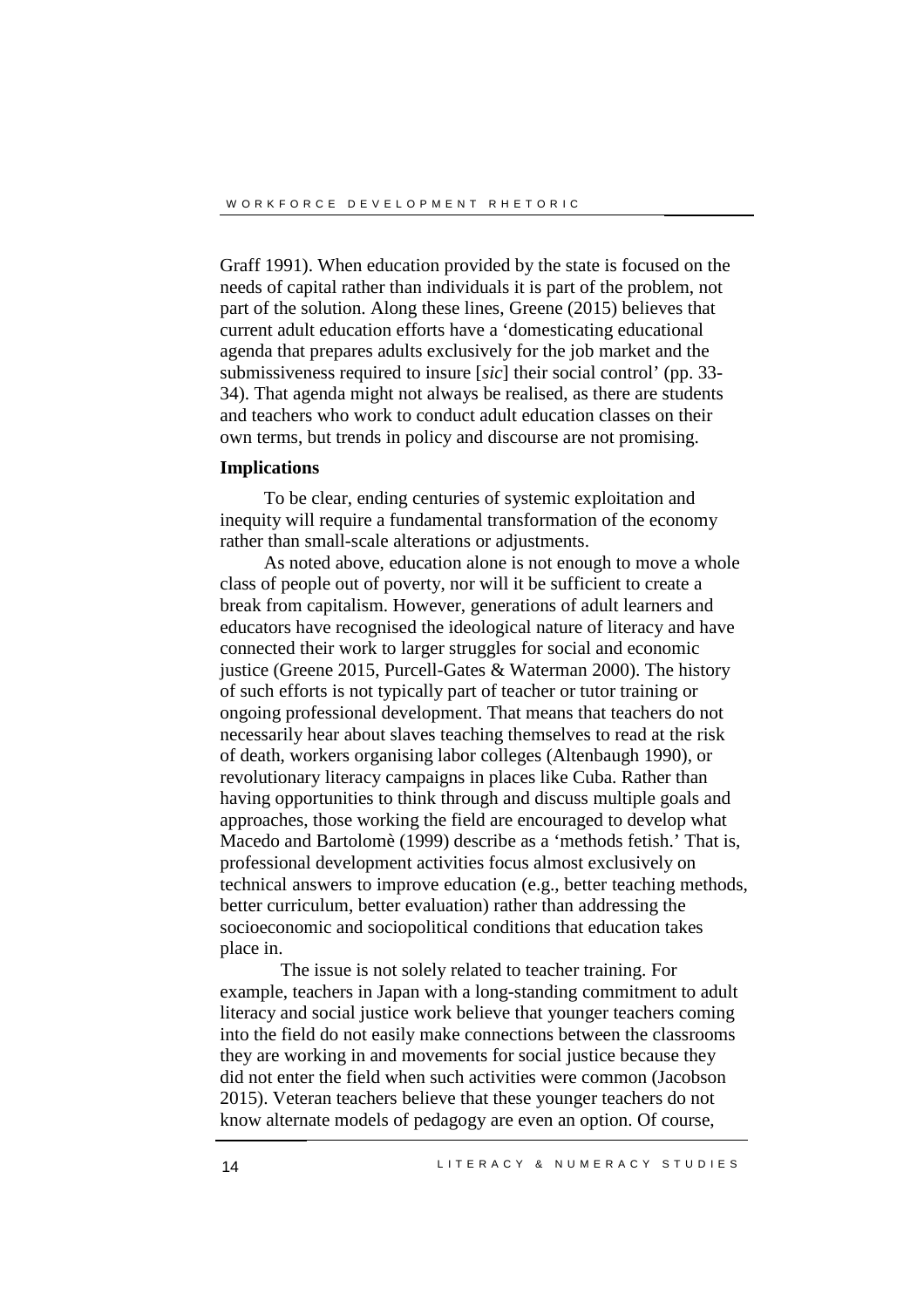Graff 1991). When education provided by the state is focused on the needs of capital rather than individuals it is part of the problem, not part of the solution. Along these lines, Greene (2015) believes that current adult education efforts have a 'domesticating educational agenda that prepares adults exclusively for the job market and the submissiveness required to insure [*sic*] their social control' (pp. 33-34). That agenda might not always be realised, as there are students and teachers who work to conduct adult education classes on their own terms, but trends in policy and discourse are not promising.

**Implications**

To be clear, ending centuries of systemic exploitation and inequity will require a fundamental transformation of the economy rather than small-scale alterations or adjustments.

As noted above, education alone is not enough to move a whole class of people out of poverty, nor will it be sufficient to create a break from capitalism. However, generations of adult learners and educators have recognised the ideological nature of literacy and have connected their work to larger struggles for social and economic justice (Greene 2015, Purcell-Gates & Waterman 2000). The history of such efforts is not typically part of teacher or tutor training or ongoing professional development. That means that teachers do not necessarily hear about slaves teaching themselves to read at the risk of death, workers organising labor colleges (Altenbaugh 1990), or revolutionary literacy campaigns in places like Cuba. Rather than having opportunities to think through and discuss multiple goals and approaches, those working the field are encouraged to develop what Macedo and Bartolomè (1999) describe as a 'methods fetish.' That is, professional development activities focus almost exclusively on technical answers to improve education (e.g., better teaching methods, better curriculum, better evaluation) rather than addressing the socioeconomic and sociopolitical conditions that education takes place in.

The issue is not solely related to teacher training. For example, teachers in Japan with a long-standing commitment to adult literacy and social justice work believe that younger teachers coming into the field do not easily make connections between the classrooms they are working in and movements for social justice because they did not enter the field when such activities were common (Jacobson 2015). Veteran teachers believe that these younger teachers do not know alternate models of pedagogy are even an option. Of course,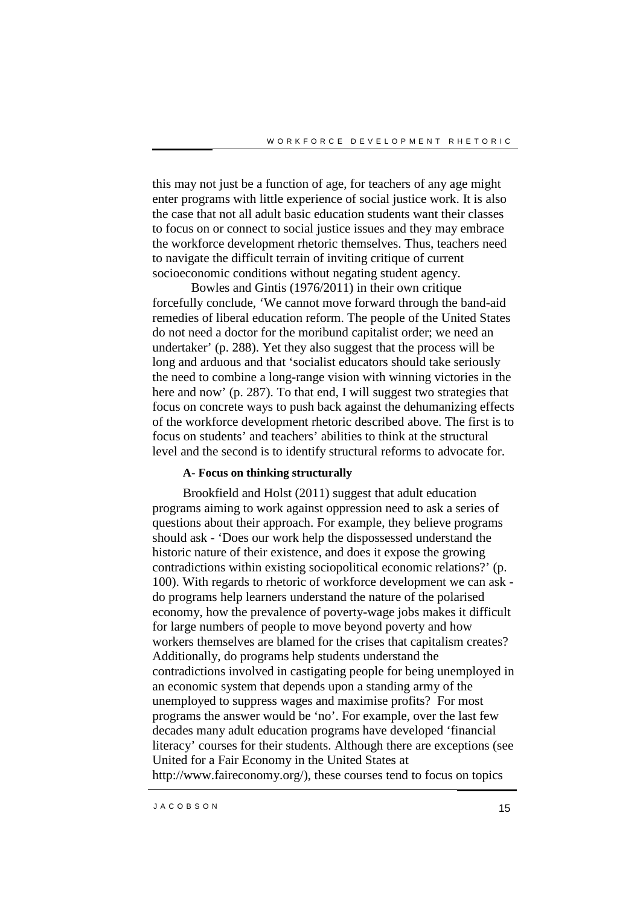this may not just be a function of age, for teachers of any age might enter programs with little experience of social justice work. It is also the case that not all adult basic education students want their classes to focus on or connect to social justice issues and they may embrace the workforce development rhetoric themselves. Thus, teachers need to navigate the difficult terrain of inviting critique of current socioeconomic conditions without negating student agency.

Bowles and Gintis (1976/2011) in their own critique forcefully conclude, 'We cannot move forward through the band-aid remedies of liberal education reform. The people of the United States do not need a doctor for the moribund capitalist order; we need an undertaker' (p. 288). Yet they also suggest that the process will be long and arduous and that 'socialist educators should take seriously the need to combine a long-range vision with winning victories in the here and now' (p. 287). To that end, I will suggest two strategies that focus on concrete ways to push back against the dehumanizing effects of the workforce development rhetoric described above. The first is to focus on students' and teachers' abilities to think at the structural level and the second is to identify structural reforms to advocate for.

### A- Focus on thinking structurally

Brookfield and Holst (2011) suggest that adult education programs aiming to work against oppression need to ask a series of questions about their approach. For example, they believe programs should ask - 'Does our work help the dispossessed understand the historic nature of their existence, and does it expose the growing contradictions within existing sociopolitical economic relations?' (p. 100). With regards to rhetoric of workforce development we can ask - do programs help learners understand the nature of the polarised economy, how the prevalence of poverty-wage jobs makes it difficult for large numbers of people to move beyond poverty and how workers themselves are blamed for the crises that capitalism creates? Additionally, do programs help students understand the contradictions involved in castigating people for being unemployed in an economic system that depends upon a standing army of the unemployed to suppress wages and maximise profits? For most programs the answer would be 'no'. For example, over the last few decades many adult education programs have developed 'financial literacy' courses for their students. Although there are exceptions (see United for a Fair Economy in the United States at http://www.faireconomy.org/), these courses tend to focus on topics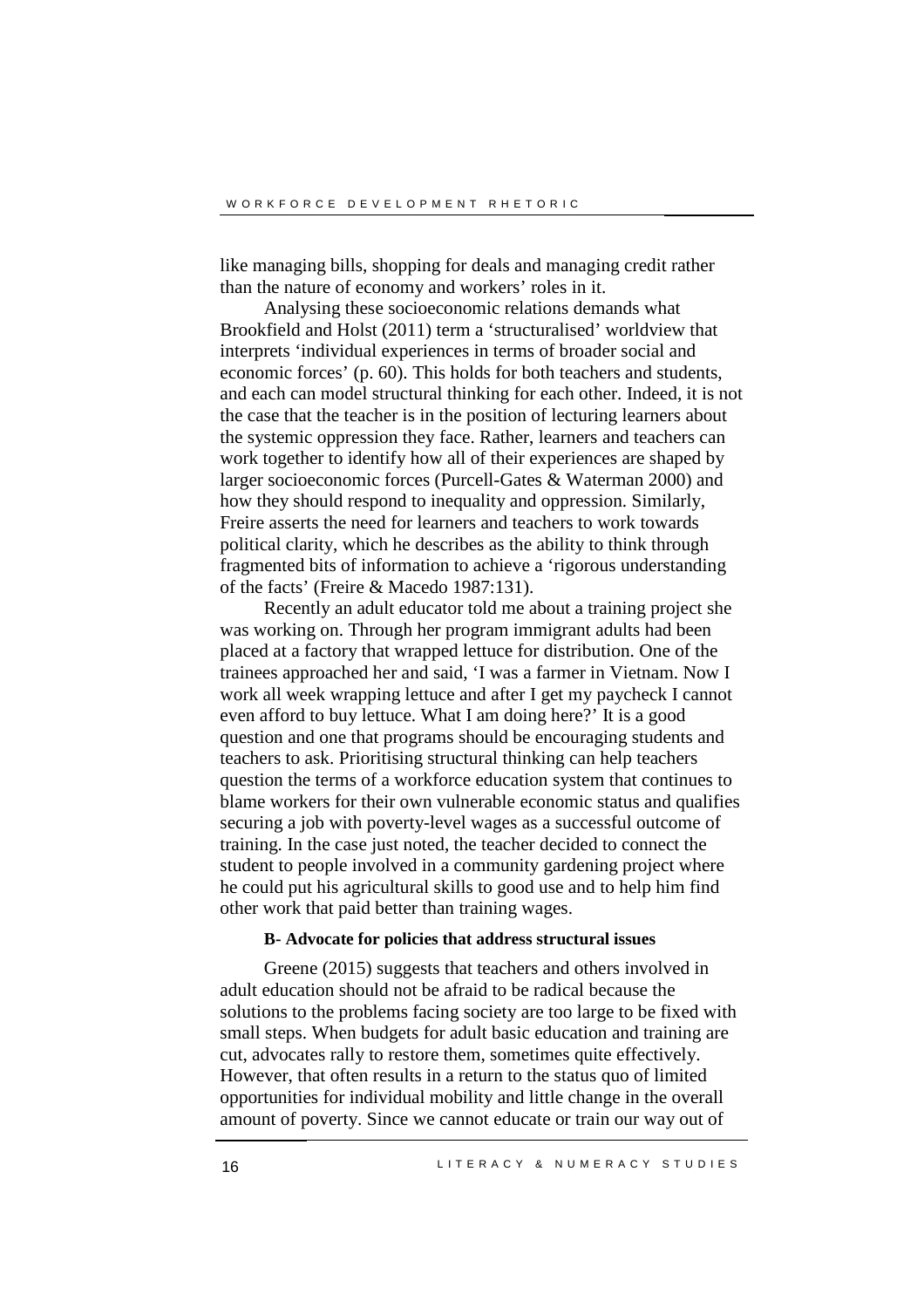like managing bills, shopping for deals and managing credit rather than the nature of economy and workers' roles in it.

Analysing these socioeconomic relations demands what Brookfield and Holst (2011) term a 'structuralised' worldview that interprets 'individual experiences in terms of broader social and economic forces' (p. 60). This holds for both teachers and students, and each can model structural thinking for each other. Indeed, it is not the case that the teacher is in the position of lecturing learners about the systemic oppression they face. Rather, learners and teachers can work together to identify how all of their experiences are shaped by larger socioeconomic forces (Purcell-Gates & Waterman 2000) and how they should respond to inequality and oppression. Similarly, Freire asserts the need for learners and teachers to work towards political clarity, which he describes as the ability to think through fragmented bits of information to achieve a 'rigorous understanding of the facts' (Freire & Macedo 1987:131).

Recently an adult educator told me about a training project she was working on. Through her program immigrant adults had been placed at a factory that wrapped lettuce for distribution. One of the trainees approached her and said, 'I was a farmer in Vietnam. Now I work all week wrapping lettuce and after I get my paycheck I cannot even afford to buy lettuce. What I am doing here?' It is a good question and one that programs should be encouraging students and teachers to ask. Prioritising structural thinking can help teachers question the terms of a workforce education system that continues to blame workers for their own vulnerable economic status and qualifies securing a job with poverty-level wages as a successful outcome of training. In the case just noted, the teacher decided to connect the student to people involved in a community gardening project where he could put his agricultural skills to good use and to help him find other work that paid better than training wages.

#### B- Advocate for policies that address structural issues

Greene (2015) suggests that teachers and others involved in adult education should not be afraid to be radical because the solutions to the problems facing society are too large to be fixed with small steps. When budgets for adult basic education and training are cut, advocates rally to restore them, sometimes quite effectively. However, that often results in a return to the status quo of limited opportunities for individual mobility and little change in the overall amount of poverty. Since we cannot educate or train our way out of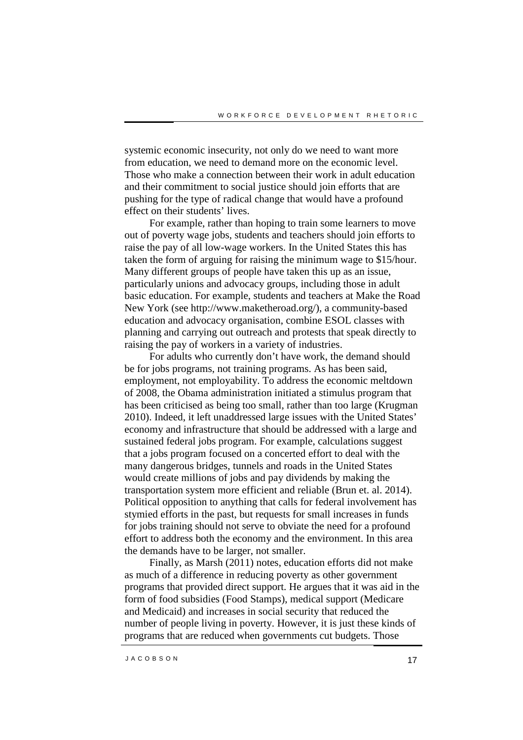systemic economic insecurity, not only do we need to want more from education, we need to demand more on the economic level. Those who make a connection between their work in adult education and their commitment to social justice should join efforts that are pushing for the type of radical change that would have a profound effect on their students' lives.

For example, rather than hoping to train some learners to move out of poverty wage jobs, students and teachers should join efforts to raise the pay of all low-wage workers. In the United States this has taken the form of arguing for raising the minimum wage to $15/hour. Many different groups of people have taken this up as an issue, particularly unions and advocacy groups, including those in adult basic education. For example, students and teachers at Make the Road New York (see http://www.maketheroad.org/), a community-based education and advocacy organisation, combine ESOL classes with planning and carrying out outreach and protests that speak directly to raising the pay of workers in a variety of industries.

For adults who currently don't have work, the demand should be for jobs programs, not training programs. As has been said, employment, not employability. To address the economic meltdown of 2008, the Obama administration initiated a stimulus program that has been criticised as being too small, rather than too large (Krugman 2010). Indeed, it left unaddressed large issues with the United States' economy and infrastructure that should be addressed with a large and sustained federal jobs program. For example, calculations suggest that a jobs program focused on a concerted effort to deal with the many dangerous bridges, tunnels and roads in the United States would create millions of jobs and pay dividends by making the transportation system more efficient and reliable (Brun et. al. 2014). Political opposition to anything that calls for federal involvement has stymied efforts in the past, but requests for small increases in funds for jobs training should not serve to obviate the need for a profound effort to address both the economy and the environment. In this area the demands have to be larger, not smaller.

Finally, as Marsh (2011) notes, education efforts did not make as much of a difference in reducing poverty as other government programs that provided direct support. He argues that it was aid in the form of food subsidies (Food Stamps), medical support (Medicare and Medicaid) and increases in social security that reduced the number of people living in poverty. However, it is just these kinds of programs that are reduced when governments cut budgets. Those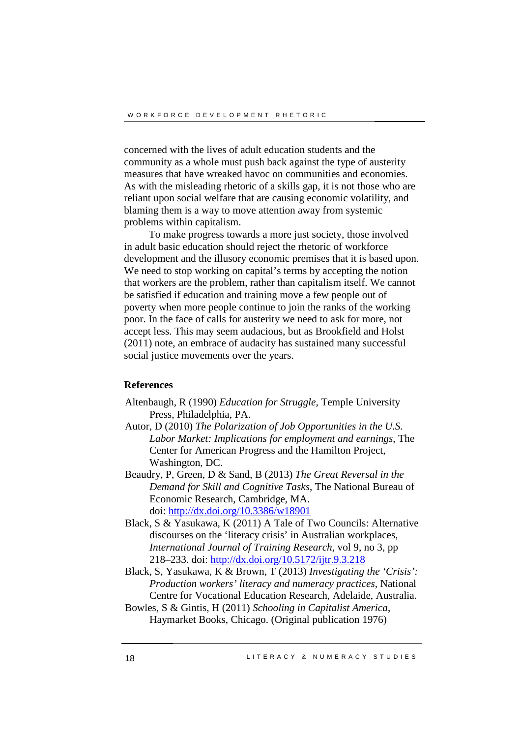concerned with the lives of adult education students and the community as a whole must push back against the type of austerity measures that have wreaked havoc on communities and economies. As with the misleading rhetoric of a skills gap, it is not those who are reliant upon social welfare that are causing economic volatility, and blaming them is a way to move attention away from systemic problems within capitalism.

To make progress towards a more just society, those involved in adult basic education should reject the rhetoric of workforce development and the illusory economic premises that it is based upon. We need to stop working on capital's terms by accepting the notion that workers are the problem, rather than capitalism itself. We cannot be satisfied if education and training move a few people out of poverty when more people continue to join the ranks of the working poor. In the face of calls for austerity we need to ask for more, not accept less. This may seem audacious, but as Brookfield and Holst (2011) note, an embrace of audacity has sustained many successful social justice movements over the years.

## References

Altenbaugh, R (1990) *Education for Struggle*, Temple University Press, Philadelphia, PA.

Autor, D (2010) *The Polarization of Job Opportunities in the U.S. Labor Market: Implications for employment and earnings*, The Center for American Progress and the Hamilton Project, Washington, DC.

Beaudry, P, Green, D & Sand, B (2013) *The Great Reversal in the Demand for Skill and Cognitive Tasks*, The National Bureau of Economic Research, Cambridge, MA. doi: http://dx.doi.org/10.3386/w18901

Black, S & Yasukawa, K (2011) A Tale of Two Councils: Alternative discourses on the 'literacy crisis' in Australian workplaces, *International Journal of Training Research*, vol 9, no 3, pp 218–233. doi: http://dx.doi.org/10.5172/ijtr.9.3.218

Black, S, Yasukawa, K & Brown, T (2013) *Investigating the 'Crisis': Production workers' literacy and numeracy practices*, National Centre for Vocational Education Research, Adelaide, Australia.

Bowles, S & Gintis, H (2011) *Schooling in Capitalist America*, Haymarket Books, Chicago. (Original publication 1976)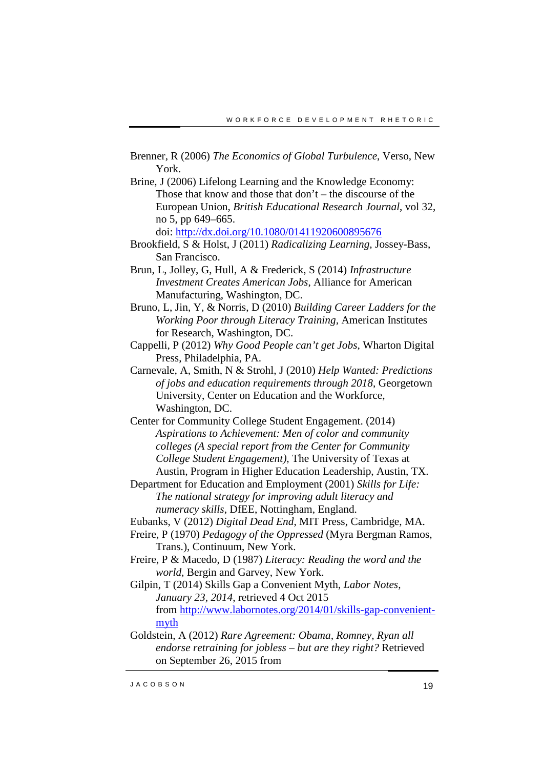Brenner, R (2006) *The Economics of Global Turbulence*, Verso, New York.

Brine, J (2006) Lifelong Learning and the Knowledge Economy: Those that know and those that don't – the discourse of the European Union, *British Educational Research Journal*, vol 32, no 5, pp 649–665. doi: [http://dx.doi.org/10.1080/01411920600895676](http://dx.doi.org/10.1080/01411920600895676)

Brookfield, S & Holst, J (2011) *Radicalizing Learning*, Jossey-Bass, San Francisco.

Brun, L, Jolley, G, Hull, A & Frederick, S (2014) *Infrastructure Investment Creates American Jobs*, Alliance for American Manufacturing, Washington, DC.

Bruno, L, Jin, Y, & Norris, D (2010) *Building Career Ladders for the Working Poor through Literacy Training,* American Institutes for Research, Washington, DC.

Cappelli, P (2012) *Why Good People can't get Jobs*, Wharton Digital Press, Philadelphia, PA.

Carnevale, A, Smith, N & Strohl, J (2010) *Help Wanted: Predictions of jobs and education requirements through 2018*, Georgetown University, Center on Education and the Workforce, Washington, DC.

Center for Community College Student Engagement. (2014) *Aspirations to Achievement: Men of color and community colleges (A special report from the Center for Community College Student Engagement),* The University of Texas at Austin, Program in Higher Education Leadership, Austin, TX.

Department for Education and Employment (2001) *Skills for Life: The national strategy for improving adult literacy and numeracy skills*, DfEE, Nottingham, England.

Eubanks, V (2012) *Digital Dead End*, MIT Press, Cambridge, MA.

Freire, P (1970) *Pedagogy of the Oppressed* (Myra Bergman Ramos, Trans.), Continuum, New York.

Freire, P & Macedo, D (1987) *Literacy: Reading the word and the world*, Bergin and Garvey, New York.

Gilpin, T (2014) Skills Gap a Convenient Myth, *Labor Notes, January 23, 2014*, retrieved 4 Oct 2015 from [http://www.labornotes.org/2014/01/skills-gap-convenient-myth](http://www.labornotes.org/2014/01/skills-gap-convenient-myth)

Goldstein, A (2012) *Rare Agreement: Obama, Romney, Ryan all endorse retraining for jobless – but are they right?* Retrieved on September 26, 2015 from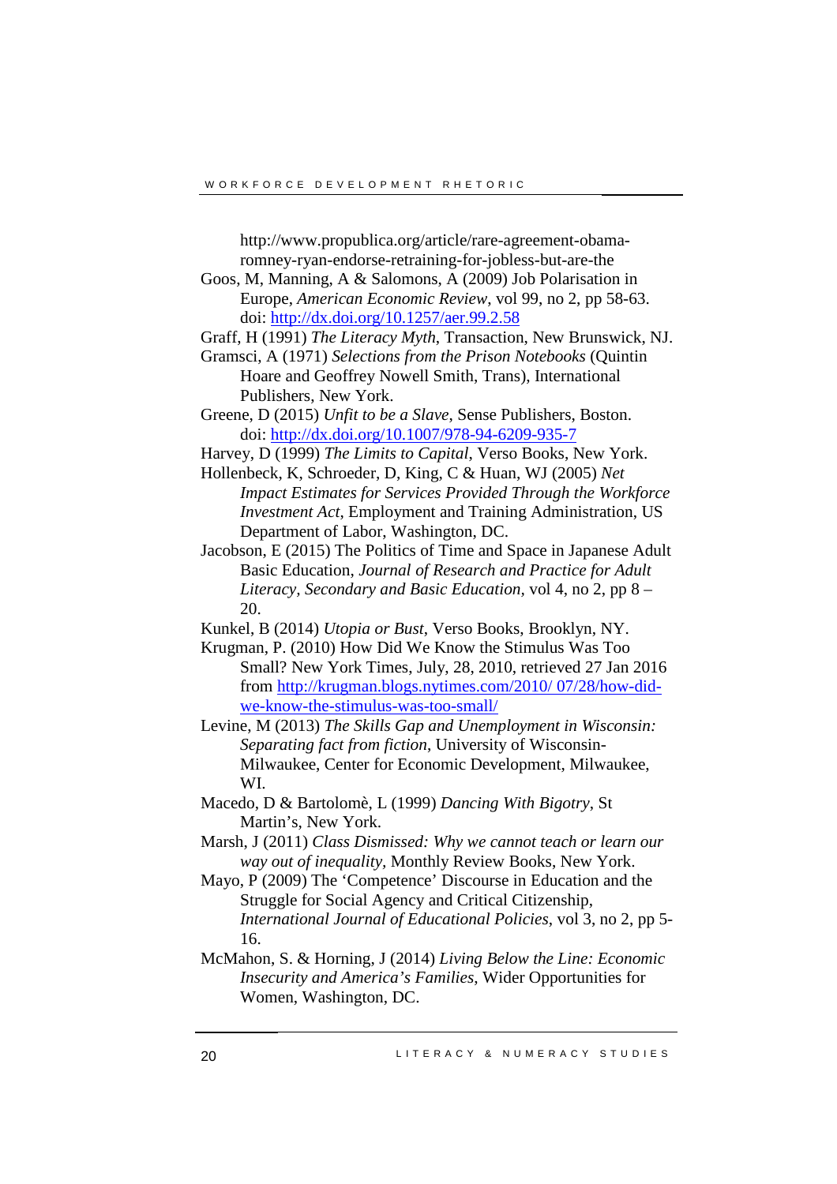http://www.propublica.org/article/rare-agreement-obama-romney-ryan-endorse-retraining-for-jobless-but-are-the

Goos, M, Manning, A & Salomons, A (2009) Job Polarisation in Europe, *American Economic Review*, vol 99, no 2, pp 58-63. doi: http://dx.doi.org/10.1257/aer.99.2.58

Graff, H (1991) *The Literacy Myth*, Transaction, New Brunswick, NJ.

Gramsci, A (1971) *Selections from the Prison Notebooks* (Quintin Hoare and Geoffrey Nowell Smith, Trans), International Publishers, New York.

Greene, D (2015) *Unfit to be a Slave*, Sense Publishers, Boston. doi: http://dx.doi.org/10.1007/978-94-6209-935-7

Harvey, D (1999) *The Limits to Capital*, Verso Books, New York.

Hollenbeck, K, Schroeder, D, King, C & Huan, WJ (2005) *Net Impact Estimates for Services Provided Through the Workforce Investment Act*, Employment and Training Administration, US Department of Labor, Washington, DC.

Jacobson, E (2015) The Politics of Time and Space in Japanese Adult Basic Education, *Journal of Research and Practice for Adult Literacy, Secondary and Basic Education*, vol 4, no 2, pp 8 – 20.

Kunkel, B (2014) *Utopia or Bust*, Verso Books, Brooklyn, NY.

Krugman, P. (2010) How Did We Know the Stimulus Was Too Small? New York Times, July, 28, 2010, retrieved 27 Jan 2016 from http://krugman.blogs.nytimes.com/2010/ 07/28/how-did-we-know-the-stimulus-was-too-small/

Levine, M (2013) *The Skills Gap and Unemployment in Wisconsin: Separating fact from fiction*, University of Wisconsin-Milwaukee, Center for Economic Development, Milwaukee, WI.

Macedo, D & Bartolomè, L (1999) *Dancing With Bigotry*, St Martin's, New York.

Marsh, J (2011) *Class Dismissed: Why we cannot teach or learn our way out of inequality*, Monthly Review Books, New York.

Mayo, P (2009) The 'Competence' Discourse in Education and the Struggle for Social Agency and Critical Citizenship, *International Journal of Educational Policies*, vol 3, no 2, pp 5-16.

McMahon, S. & Horning, J (2014) *Living Below the Line: Economic Insecurity and America's Families*, Wider Opportunities for Women, Washington, DC.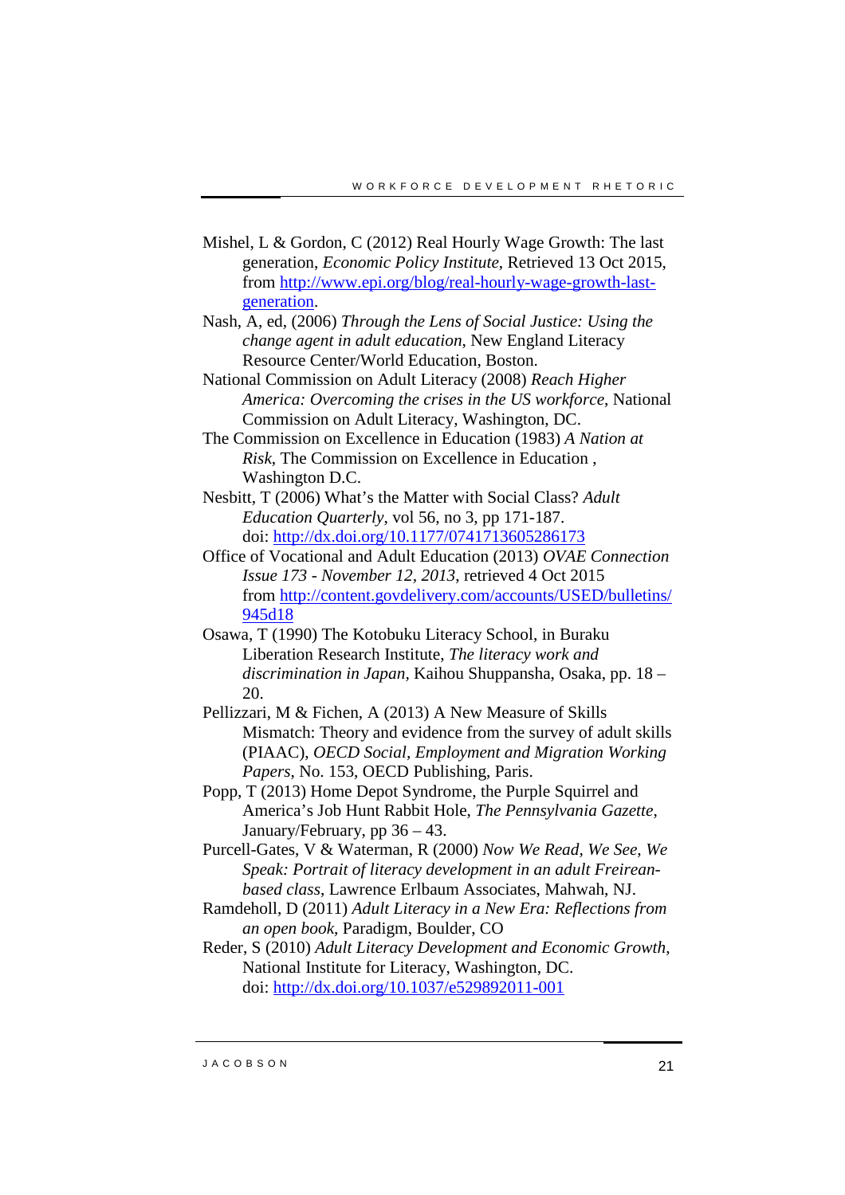Mishel, L & Gordon, C (2012) Real Hourly Wage Growth: The last generation, *Economic Policy Institute*, Retrieved 13 Oct 2015, from http://www.epi.org/blog/real-hourly-wage-growth-last-generation.

Nash, A, ed, (2006) *Through the Lens of Social Justice: Using the change agent in adult education,* New England Literacy Resource Center/World Education, Boston.

National Commission on Adult Literacy (2008) *Reach Higher America: Overcoming the crises in the US workforce*, National Commission on Adult Literacy, Washington, DC.

The Commission on Excellence in Education (1983) *A Nation at Risk*, The Commission on Excellence in Education , Washington D.C.

Nesbitt, T (2006) What's the Matter with Social Class? *Adult Education Quarterly*, vol 56, no 3, pp 171-187. doi: http://dx.doi.org/10.1177/0741713605286173

Office of Vocational and Adult Education (2013) *OVAE Connection Issue 173 - November 12, 2013*, retrieved 4 Oct 2015 from http://content.govdelivery.com/accounts/USED/bulletins/945d18

Osawa, T (1990) The Kotobuku Literacy School, in Buraku Liberation Research Institute, *The literacy work and discrimination in Japan*, Kaihou Shuppansha, Osaka, pp. 18 – 20.

Pellizzari, M & Fichen, A (2013) A New Measure of Skills Mismatch: Theory and evidence from the survey of adult skills (PIAAC), *OECD Social, Employment and Migration Working Papers*, No. 153, OECD Publishing, Paris.

Popp, T (2013) Home Depot Syndrome, the Purple Squirrel and America's Job Hunt Rabbit Hole, *The Pennsylvania Gazette*, January/February, pp 36 – 43.

Purcell-Gates, V & Waterman, R (2000) *Now We Read, We See, We Speak: Portrait of literacy development in an adult Freirean-based class*, Lawrence Erlbaum Associates, Mahwah, NJ.

Ramdeholl, D (2011) *Adult Literacy in a New Era: Reflections from an open book*, Paradigm, Boulder, CO

Reder, S (2010) *Adult Literacy Development and Economic Growth*, National Institute for Literacy, Washington, DC. doi: http://dx.doi.org/10.1037/e529892011-001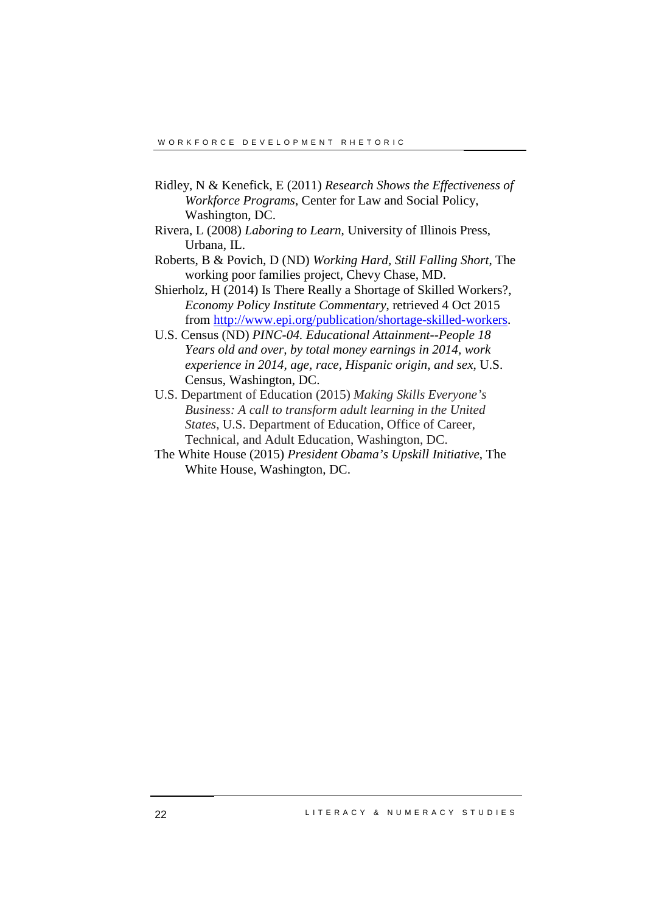Ridley, N & Kenefick, E (2011) *Research Shows the Effectiveness of Workforce Programs*, Center for Law and Social Policy, Washington, DC.

Rivera, L (2008) *Laboring to Learn*, University of Illinois Press, Urbana, IL.

Roberts, B & Povich, D (ND) *Working Hard, Still Falling Short*, The working poor families project, Chevy Chase, MD.

Shierholz, H (2014) Is There Really a Shortage of Skilled Workers?, *Economy Policy Institute Commentary*, retrieved 4 Oct 2015 from http://www.epi.org/publication/shortage-skilled-workers.

U.S. Census (ND) *PINC-04. Educational Attainment--People 18 Years old and over, by total money earnings in 2014, work experience in 2014, age, race, Hispanic origin, and sex*, U.S. Census, Washington, DC.

U.S. Department of Education (2015) *Making Skills Everyone's Business: A call to transform adult learning in the United States*, U.S. Department of Education, Office of Career, Technical, and Adult Education, Washington, DC.

The White House (2015) *President Obama's Upskill Initiative*, The White House, Washington, DC.